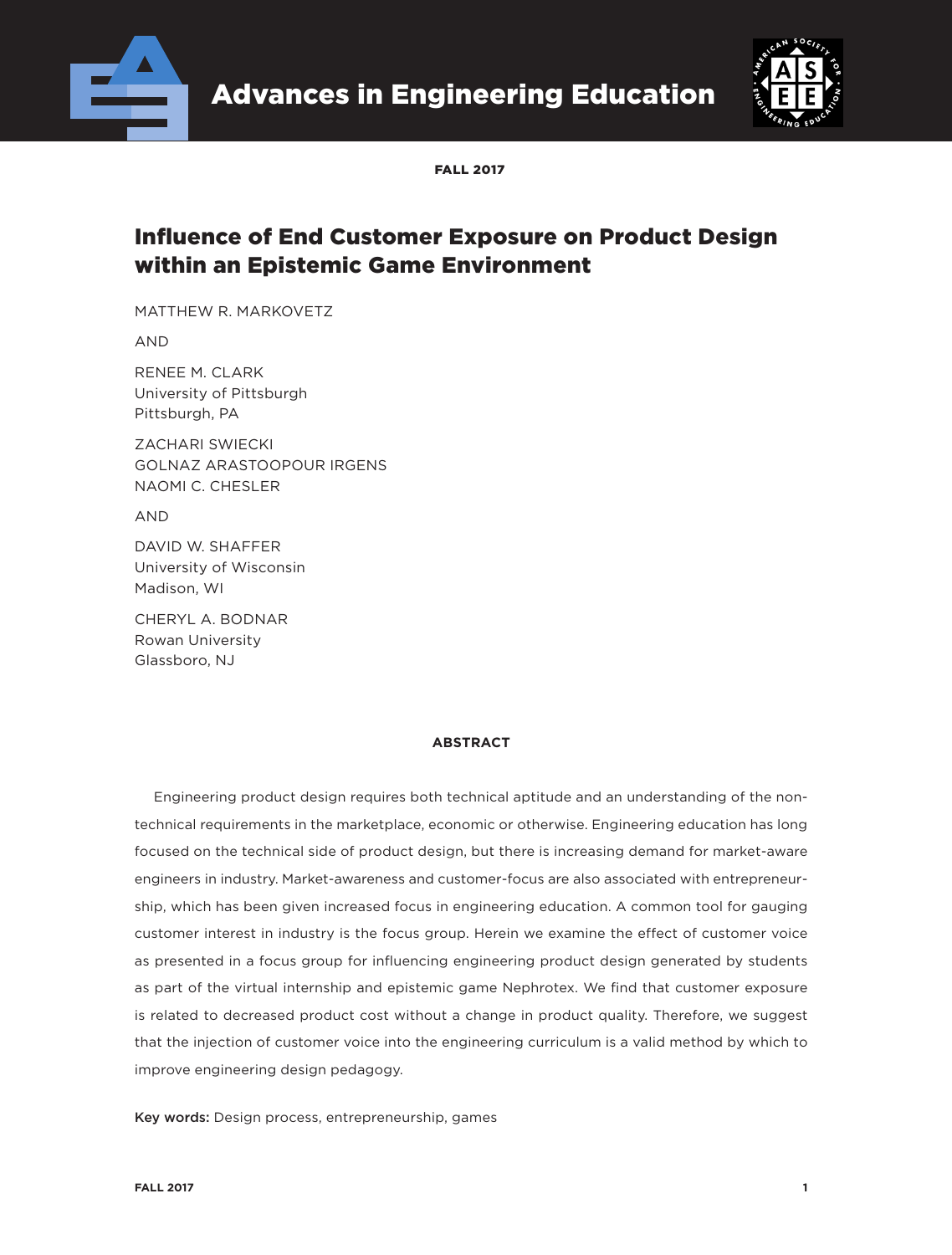FALL 2017

# Influence of End Customer Exposure on Product Design within an Epistemic Game Environment

MATTHEW R. MARKOVETZ

AND

RENEE M. CLARK
University of Pittsburgh
Pittsburgh, PA

ZACHARI SWIECKI
GOLNAZ ARASTOOPOUR IRGENS
NAOMI C. CHESLER

AND

DAVID W. SHAFFER
University of Wisconsin
Madison, WI

CHERYL A. BODNAR
Rowan University
Glassboro, NJ

## ABSTRACT

Engineering product design requires both technical aptitude and an understanding of the non-technical requirements in the marketplace, economic or otherwise. Engineering education has long focused on the technical side of product design, but there is increasing demand for market-aware engineers in industry. Market-awareness and customer-focus are also associated with entrepreneurship, which has been given increased focus in engineering education. A common tool for gauging customer interest in industry is the focus group. Herein we examine the effect of customer voice as presented in a focus group for influencing engineering product design generated by students as part of the virtual internship and epistemic game Nephrotex. We find that customer exposure is related to decreased product cost without a change in product quality. Therefore, we suggest that the injection of customer voice into the engineering curriculum is a valid method by which to improve engineering design pedagogy.

**Key words:** Design process, entrepreneurship, games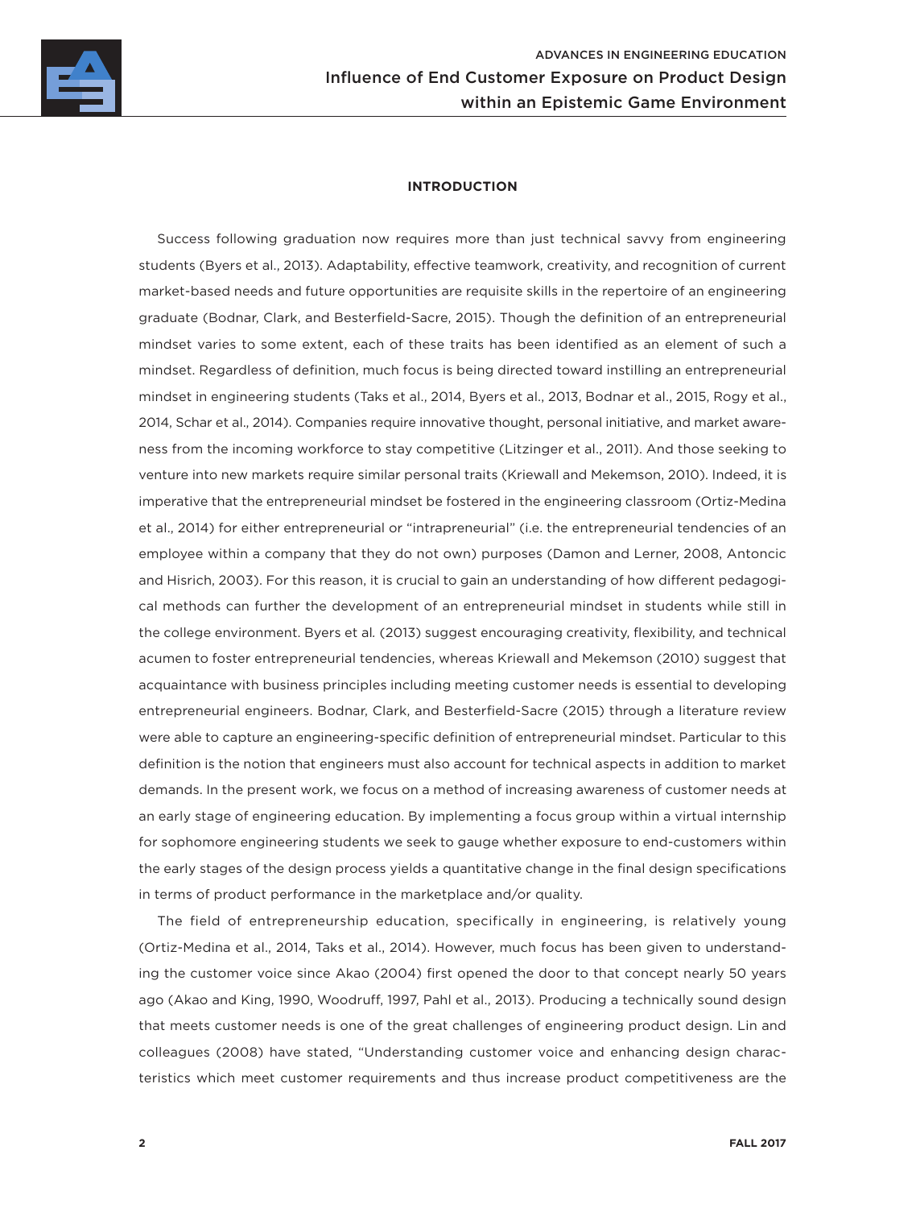## INTRODUCTION

Success following graduation now requires more than just technical savvy from engineering students (Byers et al., 2013). Adaptability, effective teamwork, creativity, and recognition of current market-based needs and future opportunities are requisite skills in the repertoire of an engineering graduate (Bodnar, Clark, and Besterfield-Sacre, 2015). Though the definition of an entrepreneurial mindset varies to some extent, each of these traits has been identified as an element of such a mindset. Regardless of definition, much focus is being directed toward instilling an entrepreneurial mindset in engineering students (Taks et al., 2014, Byers et al., 2013, Bodnar et al., 2015, Rogy et al., 2014, Schar et al., 2014). Companies require innovative thought, personal initiative, and market awareness from the incoming workforce to stay competitive (Litzinger et al., 2011). And those seeking to venture into new markets require similar personal traits (Kriewall and Mekemson, 2010). Indeed, it is imperative that the entrepreneurial mindset be fostered in the engineering classroom (Ortiz-Medina et al., 2014) for either entrepreneurial or "intrapreneurial" (i.e. the entrepreneurial tendencies of an employee within a company that they do not own) purposes (Damon and Lerner, 2008, Antoncic and Hisrich, 2003). For this reason, it is crucial to gain an understanding of how different pedagogical methods can further the development of an entrepreneurial mindset in students while still in the college environment. Byers et al. (2013) suggest encouraging creativity, flexibility, and technical acumen to foster entrepreneurial tendencies, whereas Kriewall and Mekemson (2010) suggest that acquaintance with business principles including meeting customer needs is essential to developing entrepreneurial engineers. Bodnar, Clark, and Besterfield-Sacre (2015) through a literature review were able to capture an engineering-specific definition of entrepreneurial mindset. Particular to this definition is the notion that engineers must also account for technical aspects in addition to market demands. In the present work, we focus on a method of increasing awareness of customer needs at an early stage of engineering education. By implementing a focus group within a virtual internship for sophomore engineering students we seek to gauge whether exposure to end-customers within the early stages of the design process yields a quantitative change in the final design specifications in terms of product performance in the marketplace and/or quality.

The field of entrepreneurship education, specifically in engineering, is relatively young (Ortiz-Medina et al., 2014, Taks et al., 2014). However, much focus has been given to understanding the customer voice since Akao (2004) first opened the door to that concept nearly 50 years ago (Akao and King, 1990, Woodruff, 1997, Pahl et al., 2013). Producing a technically sound design that meets customer needs is one of the great challenges of engineering product design. Lin and colleagues (2008) have stated, "Understanding customer voice and enhancing design characteristics which meet customer requirements and thus increase product competitiveness are the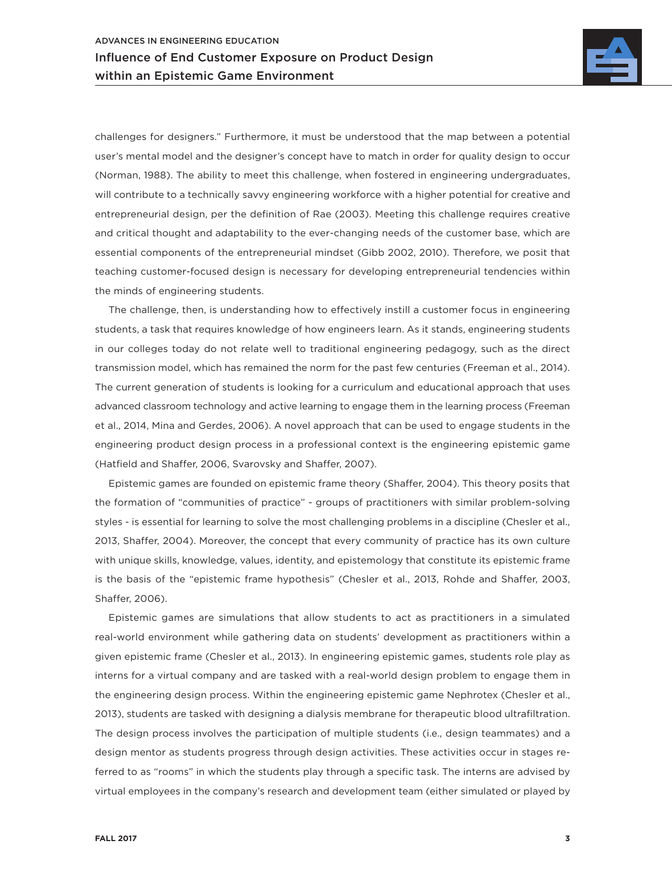challenges for designers." Furthermore, it must be understood that the map between a potential user's mental model and the designer's concept have to match in order for quality design to occur (Norman, 1988). The ability to meet this challenge, when fostered in engineering undergraduates, will contribute to a technically savvy engineering workforce with a higher potential for creative and entrepreneurial design, per the definition of Rae (2003). Meeting this challenge requires creative and critical thought and adaptability to the ever-changing needs of the customer base, which are essential components of the entrepreneurial mindset (Gibb 2002, 2010). Therefore, we posit that teaching customer-focused design is necessary for developing entrepreneurial tendencies within the minds of engineering students.

The challenge, then, is understanding how to effectively instill a customer focus in engineering students, a task that requires knowledge of how engineers learn. As it stands, engineering students in our colleges today do not relate well to traditional engineering pedagogy, such as the direct transmission model, which has remained the norm for the past few centuries (Freeman et al., 2014). The current generation of students is looking for a curriculum and educational approach that uses advanced classroom technology and active learning to engage them in the learning process (Freeman et al., 2014, Mina and Gerdes, 2006). A novel approach that can be used to engage students in the engineering product design process in a professional context is the engineering epistemic game (Hatfield and Shaffer, 2006, Svarovsky and Shaffer, 2007).

Epistemic games are founded on epistemic frame theory (Shaffer, 2004). This theory posits that the formation of "communities of practice" - groups of practitioners with similar problem-solving styles - is essential for learning to solve the most challenging problems in a discipline (Chesler et al., 2013, Shaffer, 2004). Moreover, the concept that every community of practice has its own culture with unique skills, knowledge, values, identity, and epistemology that constitute its epistemic frame is the basis of the "epistemic frame hypothesis" (Chesler et al., 2013, Rohde and Shaffer, 2003, Shaffer, 2006).

Epistemic games are simulations that allow students to act as practitioners in a simulated real-world environment while gathering data on students' development as practitioners within a given epistemic frame (Chesler et al., 2013). In engineering epistemic games, students role play as interns for a virtual company and are tasked with a real-world design problem to engage them in the engineering design process. Within the engineering epistemic game Nephrotex (Chesler et al., 2013), students are tasked with designing a dialysis membrane for therapeutic blood ultrafiltration. The design process involves the participation of multiple students (i.e., design teammates) and a design mentor as students progress through design activities. These activities occur in stages referred to as "rooms" in which the students play through a specific task. The interns are advised by virtual employees in the company's research and development team (either simulated or played by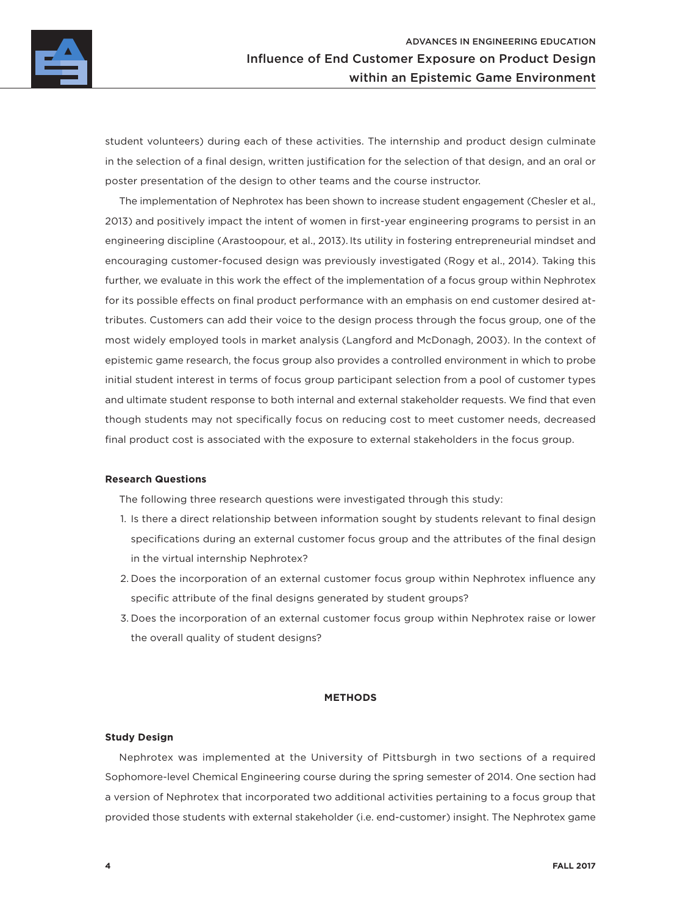student volunteers) during each of these activities. The internship and product design culminate in the selection of a final design, written justification for the selection of that design, and an oral or poster presentation of the design to other teams and the course instructor.

The implementation of Nephrotex has been shown to increase student engagement (Chesler et al., 2013) and positively impact the intent of women in first-year engineering programs to persist in an engineering discipline (Arastoopour, et al., 2013). Its utility in fostering entrepreneurial mindset and encouraging customer-focused design was previously investigated (Rogy et al., 2014). Taking this further, we evaluate in this work the effect of the implementation of a focus group within Nephrotex for its possible effects on final product performance with an emphasis on end customer desired attributes. Customers can add their voice to the design process through the focus group, one of the most widely employed tools in market analysis (Langford and McDonagh, 2003). In the context of epistemic game research, the focus group also provides a controlled environment in which to probe initial student interest in terms of focus group participant selection from a pool of customer types and ultimate student response to both internal and external stakeholder requests. We find that even though students may not specifically focus on reducing cost to meet customer needs, decreased final product cost is associated with the exposure to external stakeholders in the focus group.

### Research Questions

The following three research questions were investigated through this study:

1. Is there a direct relationship between information sought by students relevant to final design specifications during an external customer focus group and the attributes of the final design in the virtual internship Nephrotex?
2. Does the incorporation of an external customer focus group within Nephrotex influence any specific attribute of the final designs generated by student groups?
3. Does the incorporation of an external customer focus group within Nephrotex raise or lower the overall quality of student designs?

## METHODS

### Study Design

Nephrotex was implemented at the University of Pittsburgh in two sections of a required Sophomore-level Chemical Engineering course during the spring semester of 2014. One section had a version of Nephrotex that incorporated two additional activities pertaining to a focus group that provided those students with external stakeholder (i.e. end-customer) insight. The Nephrotex game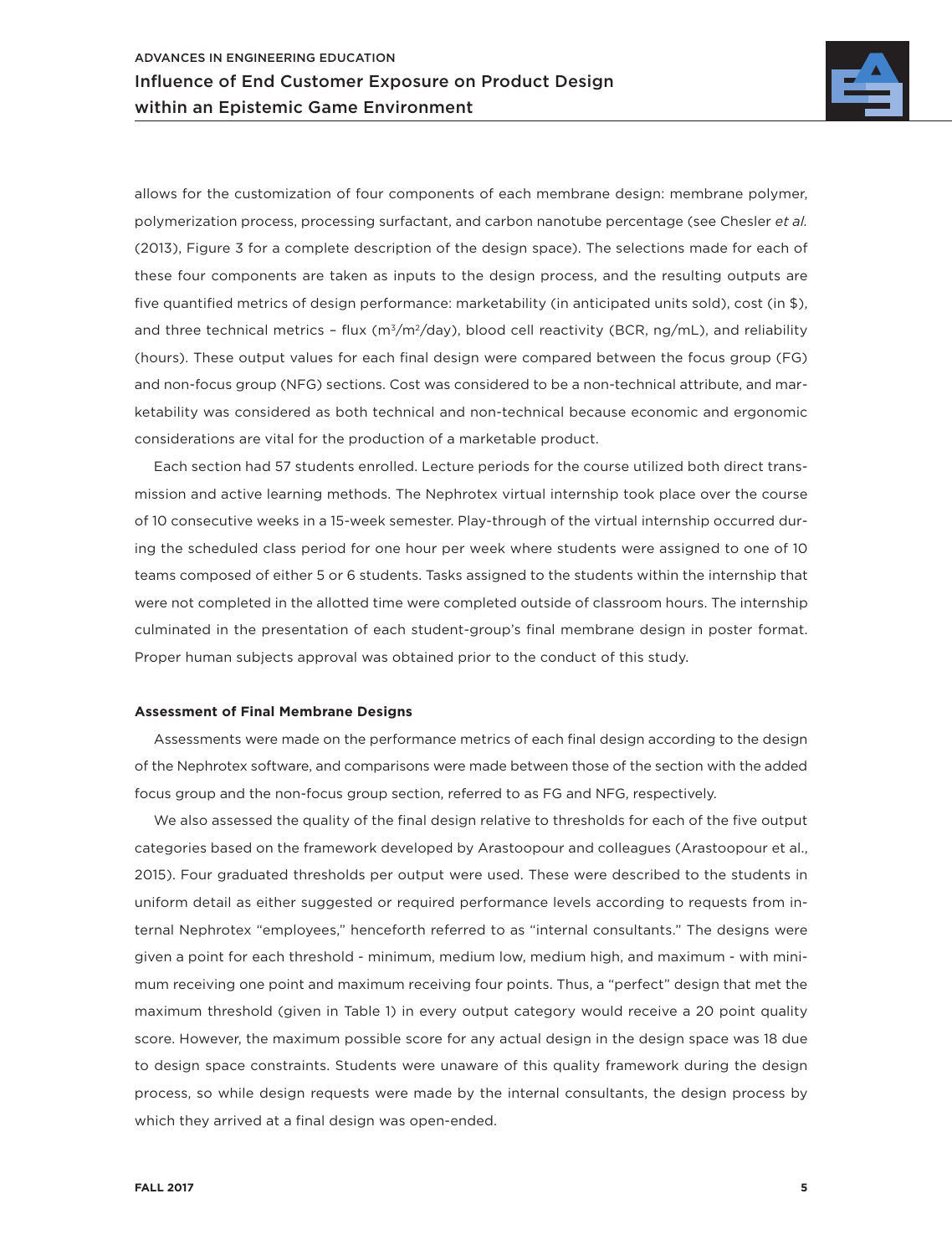allows for the customization of four components of each membrane design: membrane polymer, polymerization process, processing surfactant, and carbon nanotube percentage (see Chesler *et al.* (2013), Figure 3 for a complete description of the design space). The selections made for each of these four components are taken as inputs to the design process, and the resulting outputs are five quantified metrics of design performance: marketability (in anticipated units sold), cost (in $), and three technical metrics – flux ($m^3/m^2/day$), blood cell reactivity (BCR, ng/mL), and reliability (hours). These output values for each final design were compared between the focus group (FG) and non-focus group (NFG) sections. Cost was considered to be a non-technical attribute, and marketability was considered as both technical and non-technical because economic and ergonomic considerations are vital for the production of a marketable product.

Each section had 57 students enrolled. Lecture periods for the course utilized both direct transmission and active learning methods. The Nephrotex virtual internship took place over the course of 10 consecutive weeks in a 15-week semester. Play-through of the virtual internship occurred during the scheduled class period for one hour per week where students were assigned to one of 10 teams composed of either 5 or 6 students. Tasks assigned to the students within the internship that were not completed in the allotted time were completed outside of classroom hours. The internship culminated in the presentation of each student-group's final membrane design in poster format. Proper human subjects approval was obtained prior to the conduct of this study.

### Assessment of Final Membrane Designs

Assessments were made on the performance metrics of each final design according to the design of the Nephrotex software, and comparisons were made between those of the section with the added focus group and the non-focus group section, referred to as FG and NFG, respectively.

We also assessed the quality of the final design relative to thresholds for each of the five output categories based on the framework developed by Arastoopour and colleagues (Arastoopour et al., 2015). Four graduated thresholds per output were used. These were described to the students in uniform detail as either suggested or required performance levels according to requests from internal Nephrotex "employees," henceforth referred to as "internal consultants." The designs were given a point for each threshold - minimum, medium low, medium high, and maximum - with minimum receiving one point and maximum receiving four points. Thus, a "perfect" design that met the maximum threshold (given in Table 1) in every output category would receive a 20 point quality score. However, the maximum possible score for any actual design in the design space was 18 due to design space constraints. Students were unaware of this quality framework during the design process, so while design requests were made by the internal consultants, the design process by which they arrived at a final design was open-ended.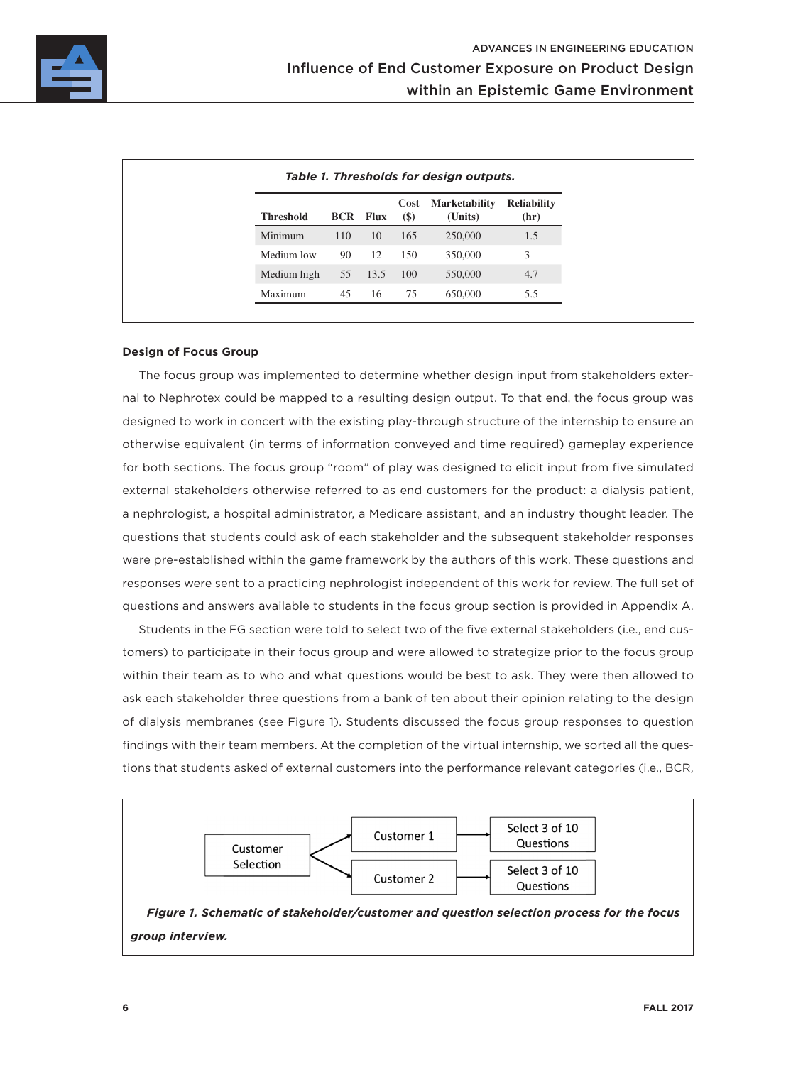*Table 1. Thresholds for design outputs.*

| Threshold | BCR | Flux | Cost ($) | Marketability (Units) | Reliability (hr) |
|---|---|---|---|---|---|
| Minimum | 110 | 10 | 165 | 250,000 | 1.5 |
| Medium low | 90 | 12 | 150 | 350,000 | 3 |
| Medium high | 55 | 13.5 | 100 | 550,000 | 4.7 |
| Maximum | 45 | 16 | 75 | 650,000 | 5.5 |

### Design of Focus Group

The focus group was implemented to determine whether design input from stakeholders external to Nephrotex could be mapped to a resulting design output. To that end, the focus group was designed to work in concert with the existing play-through structure of the internship to ensure an otherwise equivalent (in terms of information conveyed and time required) gameplay experience for both sections. The focus group "room" of play was designed to elicit input from five simulated external stakeholders otherwise referred to as end customers for the product: a dialysis patient, a nephrologist, a hospital administrator, a Medicare assistant, and an industry thought leader. The questions that students could ask of each stakeholder and the subsequent stakeholder responses were pre-established within the game framework by the authors of this work. These questions and responses were sent to a practicing nephrologist independent of this work for review. The full set of questions and answers available to students in the focus group section is provided in Appendix A.

Students in the FG section were told to select two of the five external stakeholders (i.e., end customers) to participate in their focus group and were allowed to strategize prior to the focus group within their team as to who and what questions would be best to ask. They were then allowed to ask each stakeholder three questions from a bank of ten about their opinion relating to the design of dialysis membranes (see Figure 1). Students discussed the focus group responses to question findings with their team members. At the completion of the virtual internship, we sorted all the questions that students asked of external customers into the performance relevant categories (i.e., BCR,

Customer Selection → Customer 1 → Select 3 of 10 Questions

Customer Selection → Customer 2 → Select 3 of 10 Questions

***Figure 1. Schematic of stakeholder/customer and question selection process for the focus group interview.***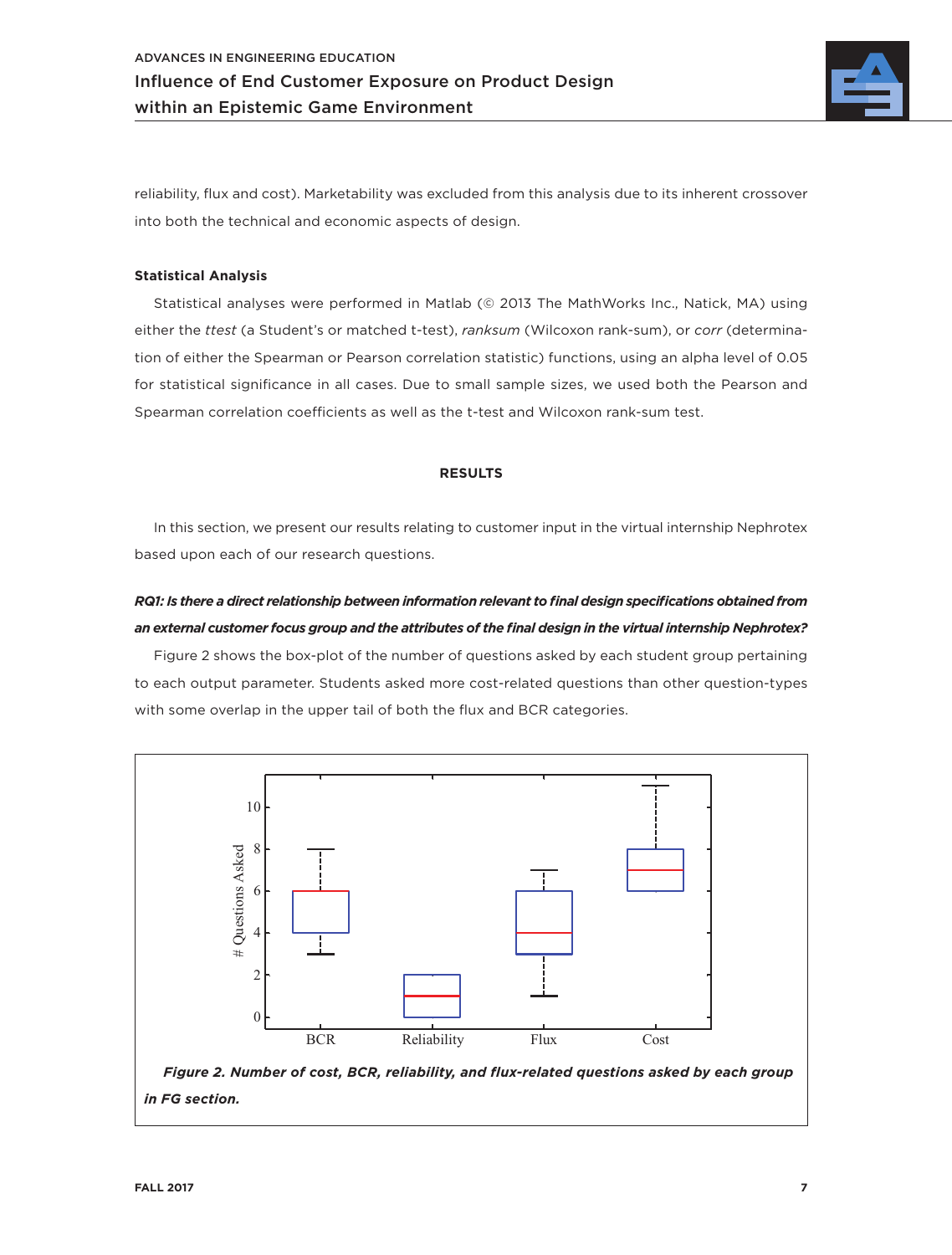reliability, flux and cost). Marketability was excluded from this analysis due to its inherent crossover into both the technical and economic aspects of design.

### Statistical Analysis

Statistical analyses were performed in Matlab (© 2013 The MathWorks Inc., Natick, MA) using either the *ttest* (a Student's or matched t-test), *ranksum* (Wilcoxon rank-sum), or *corr* (determination of either the Spearman or Pearson correlation statistic) functions, using an alpha level of 0.05 for statistical significance in all cases. Due to small sample sizes, we used both the Pearson and Spearman correlation coefficients as well as the t-test and Wilcoxon rank-sum test.

## RESULTS

In this section, we present our results relating to customer input in the virtual internship Nephrotex based upon each of our research questions.

***RQ1: Is there a direct relationship between information relevant to final design specifications obtained from an external customer focus group and the attributes of the final design in the virtual internship Nephrotex?***

Figure 2 shows the box-plot of the number of questions asked by each student group pertaining to each output parameter. Students asked more cost-related questions than other question-types with some overlap in the upper tail of both the flux and BCR categories.

***Figure 2. Number of cost, BCR, reliability, and flux-related questions asked by each group in FG section.***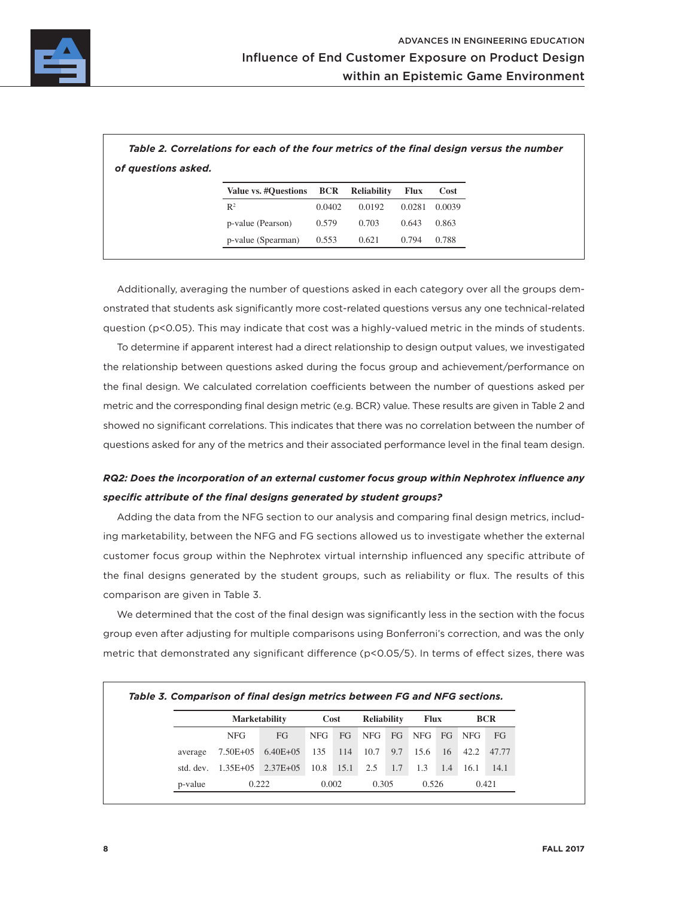*Table 2. Correlations for each of the four metrics of the final design versus the number of questions asked.*

| Value vs. #Questions | BCR | Reliability | Flux | Cost |
|---|---|---|---|---|
| $R^2$ | 0.0402 | 0.0192 | 0.0281 | 0.0039 |
| p-value (Pearson) | 0.579 | 0.703 | 0.643 | 0.863 |
| p-value (Spearman) | 0.553 | 0.621 | 0.794 | 0.788 |

Additionally, averaging the number of questions asked in each category over all the groups demonstrated that students ask significantly more cost-related questions versus any one technical-related question ($p<0.05$). This may indicate that cost was a highly-valued metric in the minds of students.

To determine if apparent interest had a direct relationship to design output values, we investigated the relationship between questions asked during the focus group and achievement/performance on the final design. We calculated correlation coefficients between the number of questions asked per metric and the corresponding final design metric (e.g. BCR) value. These results are given in Table 2 and showed no significant correlations. This indicates that there was no correlation between the number of questions asked for any of the metrics and their associated performance level in the final team design.

### *RQ2: Does the incorporation of an external customer focus group within Nephrotex influence any specific attribute of the final designs generated by student groups?*

Adding the data from the NFG section to our analysis and comparing final design metrics, including marketability, between the NFG and FG sections allowed us to investigate whether the external customer focus group within the Nephrotex virtual internship influenced any specific attribute of the final designs generated by the student groups, such as reliability or flux. The results of this comparison are given in Table 3.

We determined that the cost of the final design was significantly less in the section with the focus group even after adjusting for multiple comparisons using Bonferroni's correction, and was the only metric that demonstrated any significant difference ($p<0.05/5$). In terms of effect sizes, there was

*Table 3. Comparison of final design metrics between FG and NFG sections.*

| | Marketability | | Cost | | Reliability | | Flux | | BCR | |
|---|---|---|---|---|---|---|---|---|---|---|
| | NFG | FG | NFG | FG | NFG | FG | NFG | FG | NFG | FG |
| average | 7.50E+05 | 6.40E+05 | 135 | 114 | 10.7 | 9.7 | 15.6 | 16 | 42.2 | 47.77 |
| std. dev. | 1.35E+05 | 2.37E+05 | 10.8 | 15.1 | 2.5 | 1.7 | 1.3 | 1.4 | 16.1 | 14.1 |
| p-value | 0.222 | | 0.002 | | 0.305 | | 0.526 | | 0.421 | |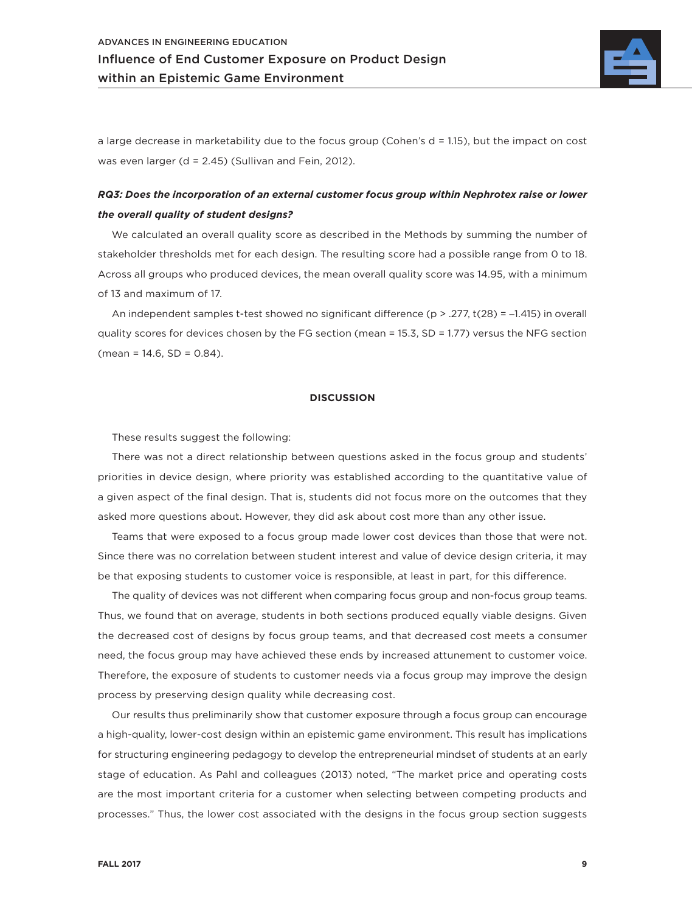a large decrease in marketability due to the focus group (Cohen's $d = 1.15$), but the impact on cost was even larger ($d = 2.45$) (Sullivan and Fein, 2012).

***RQ3: Does the incorporation of an external customer focus group within Nephrotex raise or lower the overall quality of student designs?***

We calculated an overall quality score as described in the Methods by summing the number of stakeholder thresholds met for each design. The resulting score had a possible range from 0 to 18. Across all groups who produced devices, the mean overall quality score was 14.95, with a minimum of 13 and maximum of 17.

An independent samples t-test showed no significant difference ($p > .277$, $t(28) = -1.415$) in overall quality scores for devices chosen by the FG section (mean = 15.3, SD = 1.77) versus the NFG section (mean = 14.6, SD = 0.84).

## DISCUSSION

These results suggest the following:

There was not a direct relationship between questions asked in the focus group and students' priorities in device design, where priority was established according to the quantitative value of a given aspect of the final design. That is, students did not focus more on the outcomes that they asked more questions about. However, they did ask about cost more than any other issue.

Teams that were exposed to a focus group made lower cost devices than those that were not. Since there was no correlation between student interest and value of device design criteria, it may be that exposing students to customer voice is responsible, at least in part, for this difference.

The quality of devices was not different when comparing focus group and non-focus group teams. Thus, we found that on average, students in both sections produced equally viable designs. Given the decreased cost of designs by focus group teams, and that decreased cost meets a consumer need, the focus group may have achieved these ends by increased attunement to customer voice. Therefore, the exposure of students to customer needs via a focus group may improve the design process by preserving design quality while decreasing cost.

Our results thus preliminarily show that customer exposure through a focus group can encourage a high-quality, lower-cost design within an epistemic game environment. This result has implications for structuring engineering pedagogy to develop the entrepreneurial mindset of students at an early stage of education. As Pahl and colleagues (2013) noted, "The market price and operating costs are the most important criteria for a customer when selecting between competing products and processes." Thus, the lower cost associated with the designs in the focus group section suggests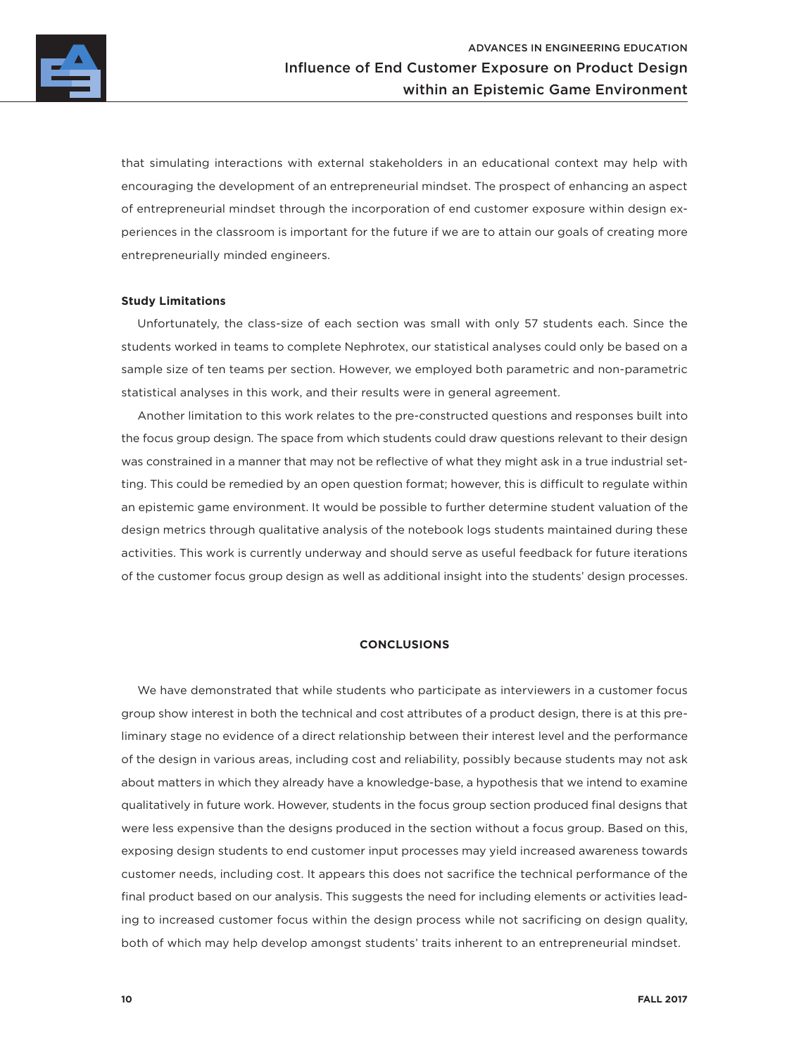that simulating interactions with external stakeholders in an educational context may help with encouraging the development of an entrepreneurial mindset. The prospect of enhancing an aspect of entrepreneurial mindset through the incorporation of end customer exposure within design experiences in the classroom is important for the future if we are to attain our goals of creating more entrepreneurially minded engineers.

**Study Limitations**

Unfortunately, the class-size of each section was small with only 57 students each. Since the students worked in teams to complete Nephrotex, our statistical analyses could only be based on a sample size of ten teams per section. However, we employed both parametric and non-parametric statistical analyses in this work, and their results were in general agreement.

Another limitation to this work relates to the pre-constructed questions and responses built into the focus group design. The space from which students could draw questions relevant to their design was constrained in a manner that may not be reflective of what they might ask in a true industrial setting. This could be remedied by an open question format; however, this is difficult to regulate within an epistemic game environment. It would be possible to further determine student valuation of the design metrics through qualitative analysis of the notebook logs students maintained during these activities. This work is currently underway and should serve as useful feedback for future iterations of the customer focus group design as well as additional insight into the students' design processes.

## CONCLUSIONS

We have demonstrated that while students who participate as interviewers in a customer focus group show interest in both the technical and cost attributes of a product design, there is at this preliminary stage no evidence of a direct relationship between their interest level and the performance of the design in various areas, including cost and reliability, possibly because students may not ask about matters in which they already have a knowledge-base, a hypothesis that we intend to examine qualitatively in future work. However, students in the focus group section produced final designs that were less expensive than the designs produced in the section without a focus group. Based on this, exposing design students to end customer input processes may yield increased awareness towards customer needs, including cost. It appears this does not sacrifice the technical performance of the final product based on our analysis. This suggests the need for including elements or activities leading to increased customer focus within the design process while not sacrificing on design quality, both of which may help develop amongst students' traits inherent to an entrepreneurial mindset.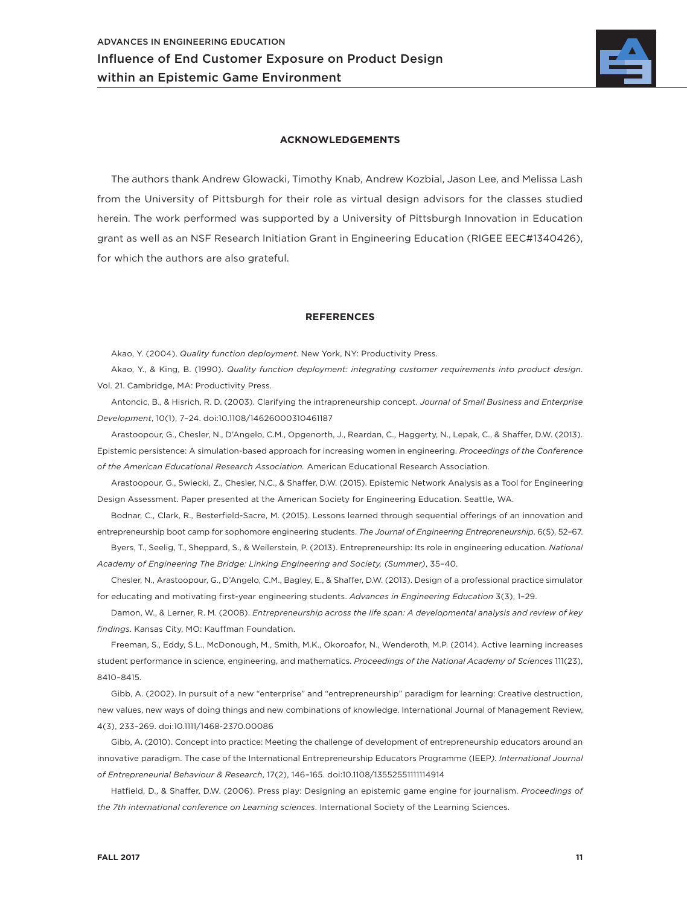## ACKNOWLEDGEMENTS

The authors thank Andrew Glowacki, Timothy Knab, Andrew Kozbial, Jason Lee, and Melissa Lash from the University of Pittsburgh for their role as virtual design advisors for the classes studied herein. The work performed was supported by a University of Pittsburgh Innovation in Education grant as well as an NSF Research Initiation Grant in Engineering Education (RIGEE EEC#1340426), for which the authors are also grateful.

## REFERENCES

Akao, Y. (2004). *Quality function deployment*. New York, NY: Productivity Press.

Akao, Y., & King, B. (1990). *Quality function deployment: integrating customer requirements into product design*. Vol. 21. Cambridge, MA: Productivity Press.

Antoncic, B., & Hisrich, R. D. (2003). Clarifying the intrapreneurship concept. *Journal of Small Business and Enterprise Development*, 10(1), 7–24. doi:10.1108/14626000310461187

Arastoopour, G., Chesler, N., D'Angelo, C.M., Opgenorth, J., Reardan, C., Haggerty, N., Lepak, C., & Shaffer, D.W. (2013). Epistemic persistence: A simulation-based approach for increasing women in engineering. *Proceedings of the Conference of the American Educational Research Association.* American Educational Research Association.

Arastoopour, G., Swiecki, Z., Chesler, N.C., & Shaffer, D.W. (2015). Epistemic Network Analysis as a Tool for Engineering Design Assessment. Paper presented at the American Society for Engineering Education. Seattle, WA.

Bodnar, C., Clark, R., Besterfield-Sacre, M. (2015). Lessons learned through sequential offerings of an innovation and entrepreneurship boot camp for sophomore engineering students. *The Journal of Engineering Entrepreneurship*. 6(5), 52–67.

Byers, T., Seelig, T., Sheppard, S., & Weilerstein, P. (2013). Entrepreneurship: Its role in engineering education. *National Academy of Engineering The Bridge: Linking Engineering and Society, (Summer)*, 35–40.

Chesler, N., Arastoopour, G., D'Angelo, C.M., Bagley, E., & Shaffer, D.W. (2013). Design of a professional practice simulator for educating and motivating first-year engineering students. *Advances in Engineering Education* 3(3), 1–29.

Damon, W., & Lerner, R. M. (2008). *Entrepreneurship across the life span: A developmental analysis and review of key findings*. Kansas City, MO: Kauffman Foundation.

Freeman, S., Eddy, S.L., McDonough, M., Smith, M.K., Okoroafor, N., Wenderoth, M.P. (2014). Active learning increases student performance in science, engineering, and mathematics. *Proceedings of the National Academy of Sciences* 111(23), 8410–8415.

Gibb, A. (2002). In pursuit of a new "enterprise" and "entrepreneurship" paradigm for learning: Creative destruction, new values, new ways of doing things and new combinations of knowledge. International Journal of Management Review, 4(3), 233–269. doi:10.1111/1468-2370.00086

Gibb, A. (2010). Concept into practice: Meeting the challenge of development of entrepreneurship educators around an innovative paradigm. The case of the International Entrepreneurship Educators Programme (IEEP). *International Journal of Entrepreneurial Behaviour & Research*, 17(2), 146–165. doi:10.1108/13552551111114914

Hatfield, D., & Shaffer, D.W. (2006). Press play: Designing an epistemic game engine for journalism. *Proceedings of the 7th international conference on Learning sciences*. International Society of the Learning Sciences.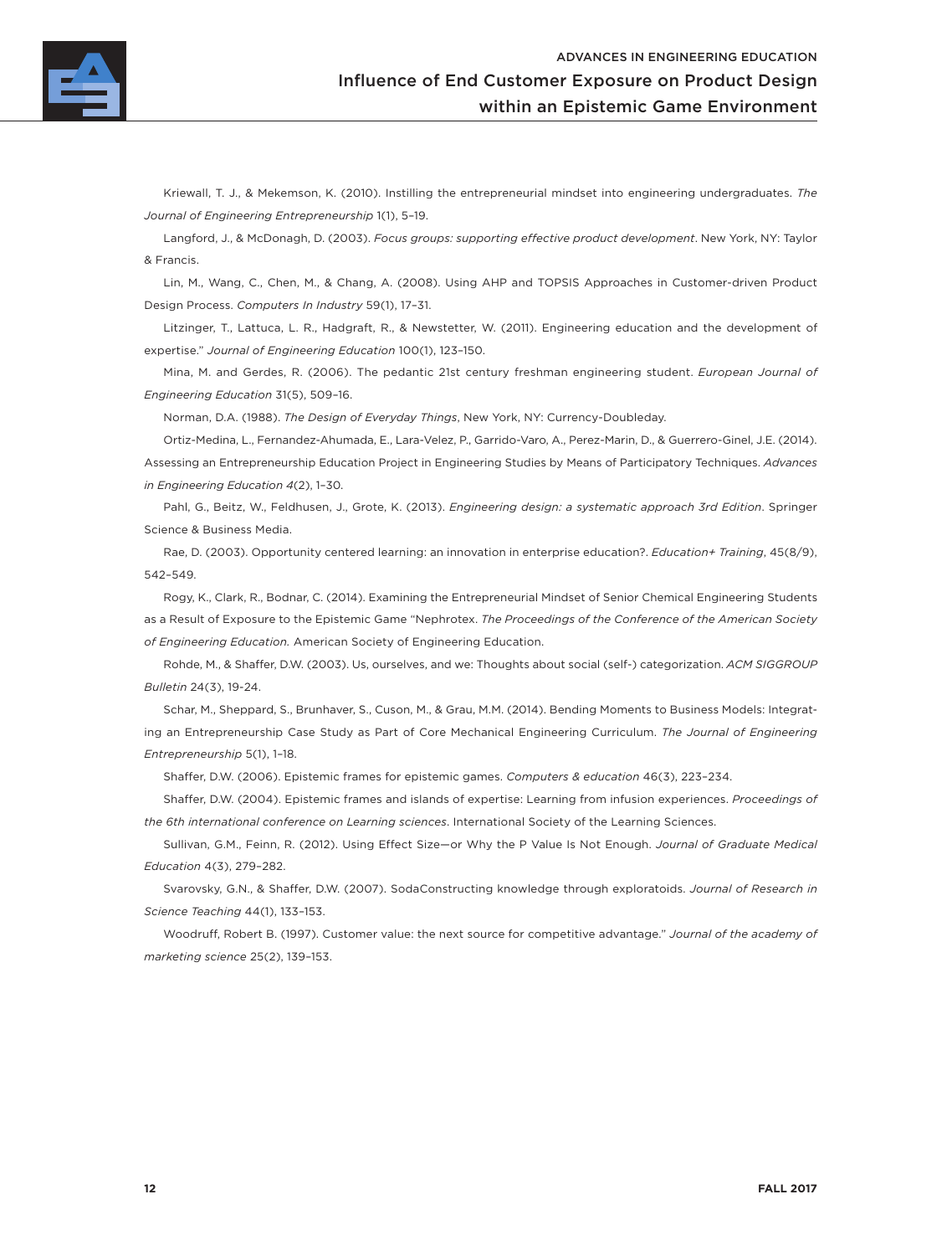Kriewall, T. J., & Mekemson, K. (2010). Instilling the entrepreneurial mindset into engineering undergraduates. *The Journal of Engineering Entrepreneurship* 1(1), 5–19.

Langford, J., & McDonagh, D. (2003). *Focus groups: supporting effective product development*. New York, NY: Taylor & Francis.

Lin, M., Wang, C., Chen, M., & Chang, A. (2008). Using AHP and TOPSIS Approaches in Customer-driven Product Design Process. *Computers In Industry* 59(1), 17–31.

Litzinger, T., Lattuca, L. R., Hadgraft, R., & Newstetter, W. (2011). Engineering education and the development of expertise." *Journal of Engineering Education* 100(1), 123–150.

Mina, M. and Gerdes, R. (2006). The pedantic 21st century freshman engineering student. *European Journal of Engineering Education* 31(5), 509–16.

Norman, D.A. (1988). *The Design of Everyday Things*, New York, NY: Currency-Doubleday.

Ortiz-Medina, L., Fernandez-Ahumada, E., Lara-Velez, P., Garrido-Varo, A., Perez-Marin, D., & Guerrero-Ginel, J.E. (2014). Assessing an Entrepreneurship Education Project in Engineering Studies by Means of Participatory Techniques. *Advances in Engineering Education 4*(2), 1–30.

Pahl, G., Beitz, W., Feldhusen, J., Grote, K. (2013). *Engineering design: a systematic approach 3rd Edition*. Springer Science & Business Media.

Rae, D. (2003). Opportunity centered learning: an innovation in enterprise education?. *Education+ Training*, 45(8/9), 542–549.

Rogy, K., Clark, R., Bodnar, C. (2014). Examining the Entrepreneurial Mindset of Senior Chemical Engineering Students as a Result of Exposure to the Epistemic Game "Nephrotex. *The Proceedings of the Conference of the American Society of Engineering Education.* American Society of Engineering Education.

Rohde, M., & Shaffer, D.W. (2003). Us, ourselves, and we: Thoughts about social (self-) categorization. *ACM SIGGROUP Bulletin* 24(3), 19-24.

Schar, M., Sheppard, S., Brunhaver, S., Cuson, M., & Grau, M.M. (2014). Bending Moments to Business Models: Integrating an Entrepreneurship Case Study as Part of Core Mechanical Engineering Curriculum. *The Journal of Engineering Entrepreneurship* 5(1), 1–18.

Shaffer, D.W. (2006). Epistemic frames for epistemic games. *Computers & education* 46(3), 223–234.

Shaffer, D.W. (2004). Epistemic frames and islands of expertise: Learning from infusion experiences. *Proceedings of the 6th international conference on Learning sciences*. International Society of the Learning Sciences.

Sullivan, G.M., Feinn, R. (2012). Using Effect Size—or Why the P Value Is Not Enough. *Journal of Graduate Medical Education* 4(3), 279–282.

Svarovsky, G.N., & Shaffer, D.W. (2007). SodaConstructing knowledge through exploratoids. *Journal of Research in Science Teaching* 44(1), 133–153.

Woodruff, Robert B. (1997). Customer value: the next source for competitive advantage." *Journal of the academy of marketing science* 25(2), 139–153.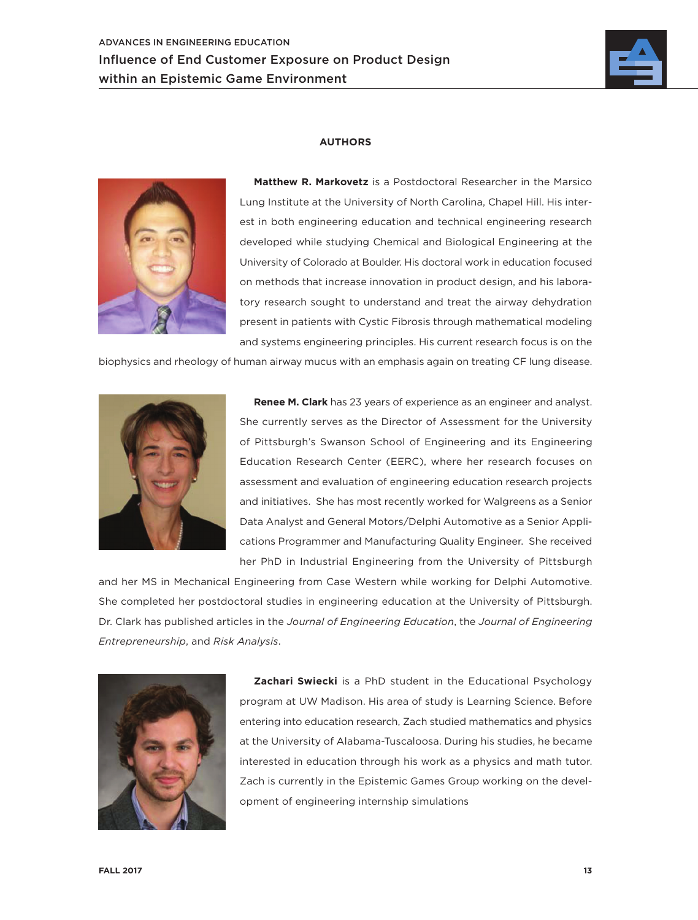## AUTHORS

**Matthew R. Markovetz** is a Postdoctoral Researcher in the Marsico Lung Institute at the University of North Carolina, Chapel Hill. His interest in both engineering education and technical engineering research developed while studying Chemical and Biological Engineering at the University of Colorado at Boulder. His doctoral work in education focused on methods that increase innovation in product design, and his laboratory research sought to understand and treat the airway dehydration present in patients with Cystic Fibrosis through mathematical modeling and systems engineering principles. His current research focus is on the biophysics and rheology of human airway mucus with an emphasis again on treating CF lung disease.

**Renee M. Clark** has 23 years of experience as an engineer and analyst. She currently serves as the Director of Assessment for the University of Pittsburgh's Swanson School of Engineering and its Engineering Education Research Center (EERC), where her research focuses on assessment and evaluation of engineering education research projects and initiatives. She has most recently worked for Walgreens as a Senior Data Analyst and General Motors/Delphi Automotive as a Senior Applications Programmer and Manufacturing Quality Engineer. She received her PhD in Industrial Engineering from the University of Pittsburgh and her MS in Mechanical Engineering from Case Western while working for Delphi Automotive. She completed her postdoctoral studies in engineering education at the University of Pittsburgh. Dr. Clark has published articles in the *Journal of Engineering Education*, the *Journal of Engineering Entrepreneurship*, and *Risk Analysis*.

**Zachari Swiecki** is a PhD student in the Educational Psychology program at UW Madison. His area of study is Learning Science. Before entering into education research, Zach studied mathematics and physics at the University of Alabama-Tuscaloosa. During his studies, he became interested in education through his work as a physics and math tutor. Zach is currently in the Epistemic Games Group working on the development of engineering internship simulations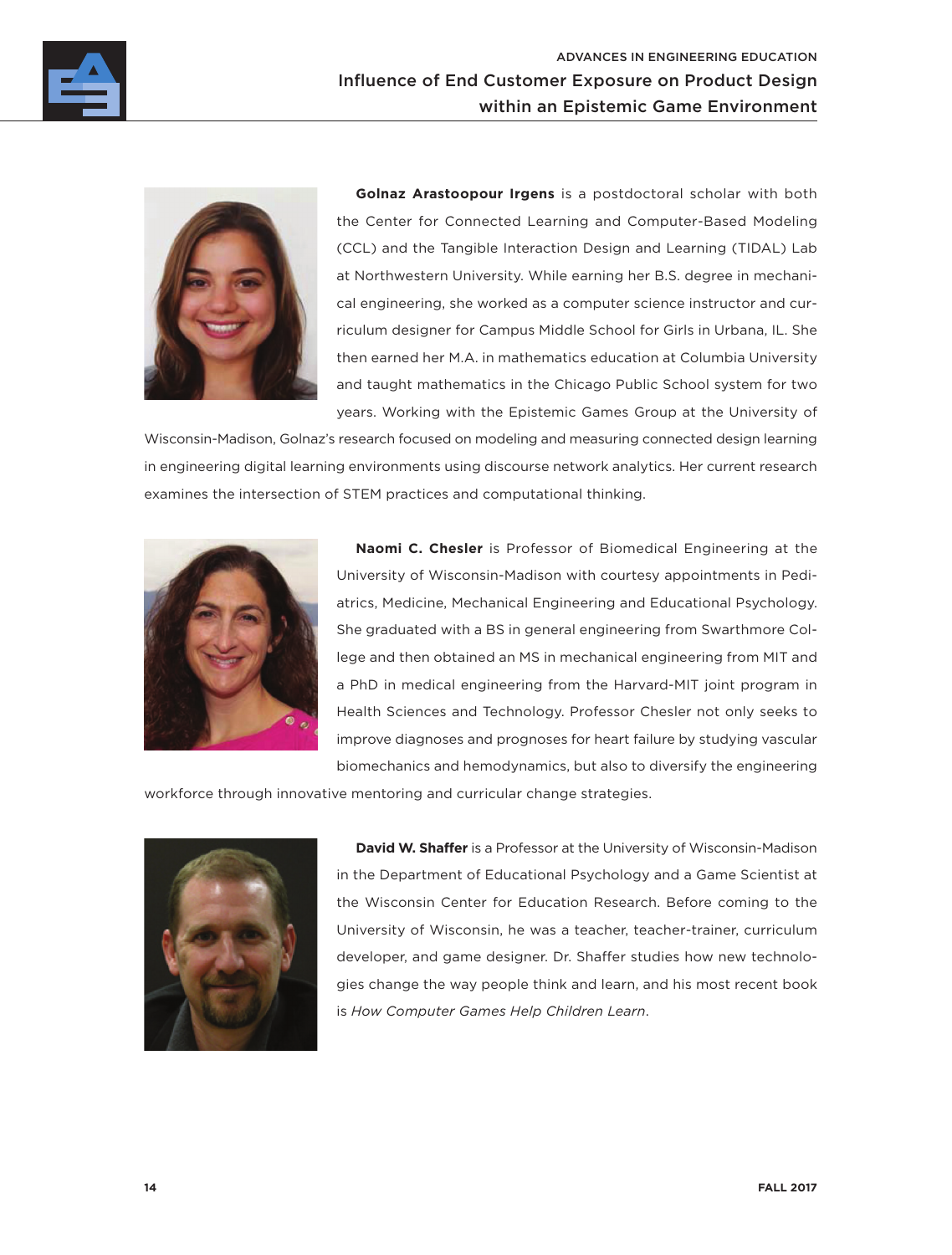**Golnaz Arastoopour Irgens** is a postdoctoral scholar with both the Center for Connected Learning and Computer-Based Modeling (CCL) and the Tangible Interaction Design and Learning (TIDAL) Lab at Northwestern University. While earning her B.S. degree in mechanical engineering, she worked as a computer science instructor and curriculum designer for Campus Middle School for Girls in Urbana, IL. She then earned her M.A. in mathematics education at Columbia University and taught mathematics in the Chicago Public School system for two years. Working with the Epistemic Games Group at the University of Wisconsin-Madison, Golnaz's research focused on modeling and measuring connected design learning in engineering digital learning environments using discourse network analytics. Her current research examines the intersection of STEM practices and computational thinking.

**Naomi C. Chesler** is Professor of Biomedical Engineering at the University of Wisconsin-Madison with courtesy appointments in Pediatrics, Medicine, Mechanical Engineering and Educational Psychology. She graduated with a BS in general engineering from Swarthmore College and then obtained an MS in mechanical engineering from MIT and a PhD in medical engineering from the Harvard-MIT joint program in Health Sciences and Technology. Professor Chesler not only seeks to improve diagnoses and prognoses for heart failure by studying vascular biomechanics and hemodynamics, but also to diversify the engineering workforce through innovative mentoring and curricular change strategies.

**David W. Shaffer** is a Professor at the University of Wisconsin-Madison in the Department of Educational Psychology and a Game Scientist at the Wisconsin Center for Education Research. Before coming to the University of Wisconsin, he was a teacher, teacher-trainer, curriculum developer, and game designer. Dr. Shaffer studies how new technologies change the way people think and learn, and his most recent book is *How Computer Games Help Children Learn*.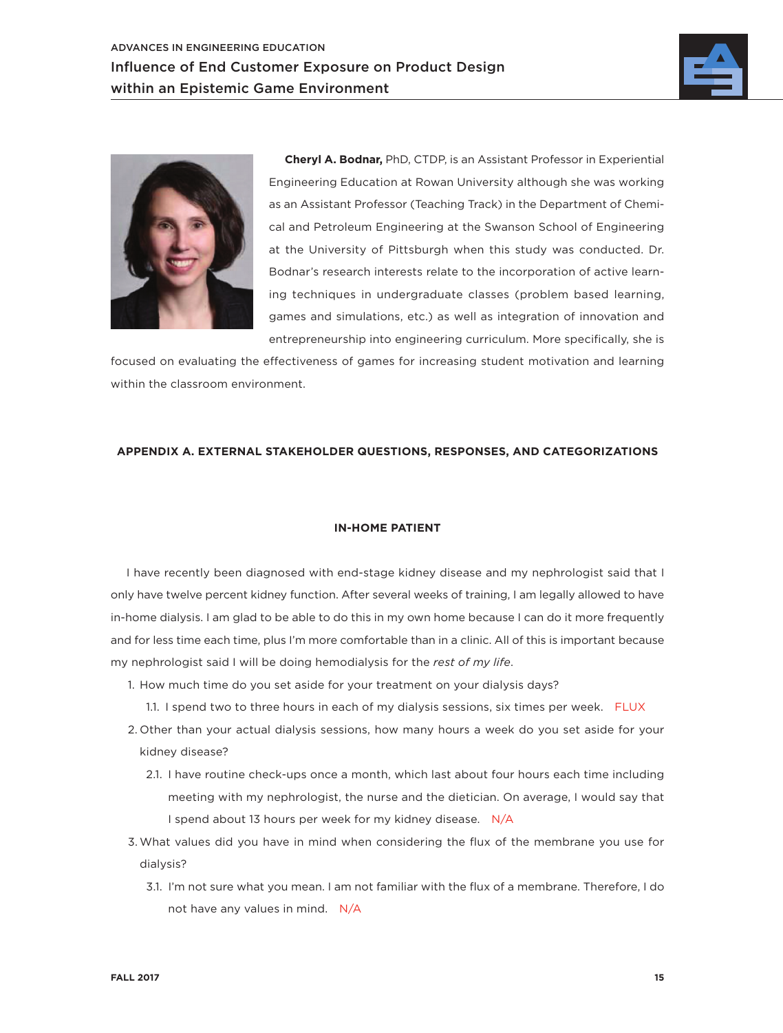**Cheryl A. Bodnar,** PhD, CTDP, is an Assistant Professor in Experiential Engineering Education at Rowan University although she was working as an Assistant Professor (Teaching Track) in the Department of Chemical and Petroleum Engineering at the Swanson School of Engineering at the University of Pittsburgh when this study was conducted. Dr. Bodnar's research interests relate to the incorporation of active learning techniques in undergraduate classes (problem based learning, games and simulations, etc.) as well as integration of innovation and entrepreneurship into engineering curriculum. More specifically, she is focused on evaluating the effectiveness of games for increasing student motivation and learning within the classroom environment.

## APPENDIX A. EXTERNAL STAKEHOLDER QUESTIONS, RESPONSES, AND CATEGORIZATIONS

### IN-HOME PATIENT

I have recently been diagnosed with end-stage kidney disease and my nephrologist said that I only have twelve percent kidney function. After several weeks of training, I am legally allowed to have in-home dialysis. I am glad to be able to do this in my own home because I can do it more frequently and for less time each time, plus I'm more comfortable than in a clinic. All of this is important because my nephrologist said I will be doing hemodialysis for the *rest of my life*.

1. How much time do you set aside for your treatment on your dialysis days?
   1.1. I spend two to three hours in each of my dialysis sessions, six times per week. FLUX
2. Other than your actual dialysis sessions, how many hours a week do you set aside for your kidney disease?
   2.1. I have routine check-ups once a month, which last about four hours each time including meeting with my nephrologist, the nurse and the dietician. On average, I would say that I spend about 13 hours per week for my kidney disease. N/A
3. What values did you have in mind when considering the flux of the membrane you use for dialysis?
   3.1. I'm not sure what you mean. I am not familiar with the flux of a membrane. Therefore, I do not have any values in mind. N/A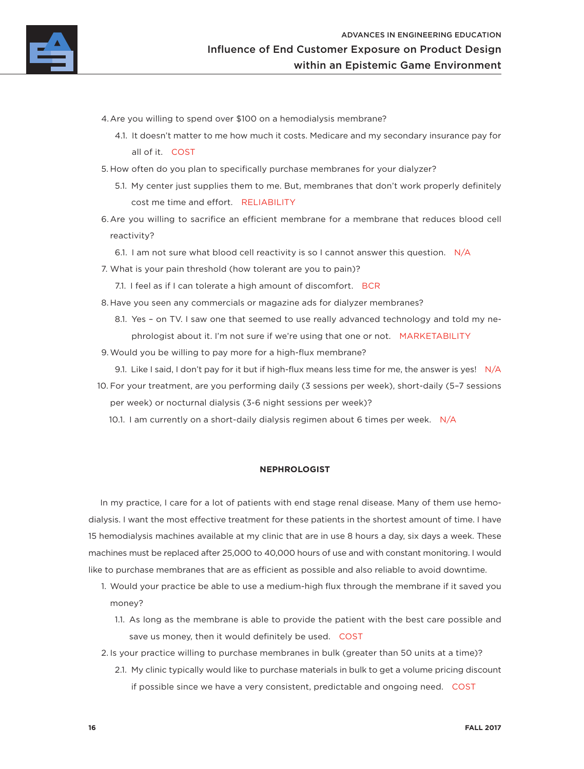4. Are you willing to spend over $100 on a hemodialysis membrane?
    4.1. It doesn't matter to me how much it costs. Medicare and my secondary insurance pay for all of it. COST
5. How often do you plan to specifically purchase membranes for your dialyzer?
    5.1. My center just supplies them to me. But, membranes that don't work properly definitely cost me time and effort. RELIABILITY
6. Are you willing to sacrifice an efficient membrane for a membrane that reduces blood cell reactivity?
    6.1. I am not sure what blood cell reactivity is so I cannot answer this question. N/A
7. What is your pain threshold (how tolerant are you to pain)?
    7.1. I feel as if I can tolerate a high amount of discomfort. BCR
8. Have you seen any commercials or magazine ads for dialyzer membranes?
    8.1. Yes – on TV. I saw one that seemed to use really advanced technology and told my nephrologist about it. I'm not sure if we're using that one or not. MARKETABILITY
9. Would you be willing to pay more for a high-flux membrane?
    9.1. Like I said, I don't pay for it but if high-flux means less time for me, the answer is yes! N/A
10. For your treatment, are you performing daily (3 sessions per week), short-daily (5–7 sessions per week) or nocturnal dialysis (3-6 night sessions per week)?
    10.1. I am currently on a short-daily dialysis regimen about 6 times per week. N/A

**NEPHROLOGIST**

In my practice, I care for a lot of patients with end stage renal disease. Many of them use hemodialysis. I want the most effective treatment for these patients in the shortest amount of time. I have 15 hemodialysis machines available at my clinic that are in use 8 hours a day, six days a week. These machines must be replaced after 25,000 to 40,000 hours of use and with constant monitoring. I would like to purchase membranes that are as efficient as possible and also reliable to avoid downtime.

1. Would your practice be able to use a medium-high flux through the membrane if it saved you money?
    1.1. As long as the membrane is able to provide the patient with the best care possible and save us money, then it would definitely be used. COST
2. Is your practice willing to purchase membranes in bulk (greater than 50 units at a time)?
    2.1. My clinic typically would like to purchase materials in bulk to get a volume pricing discount if possible since we have a very consistent, predictable and ongoing need. COST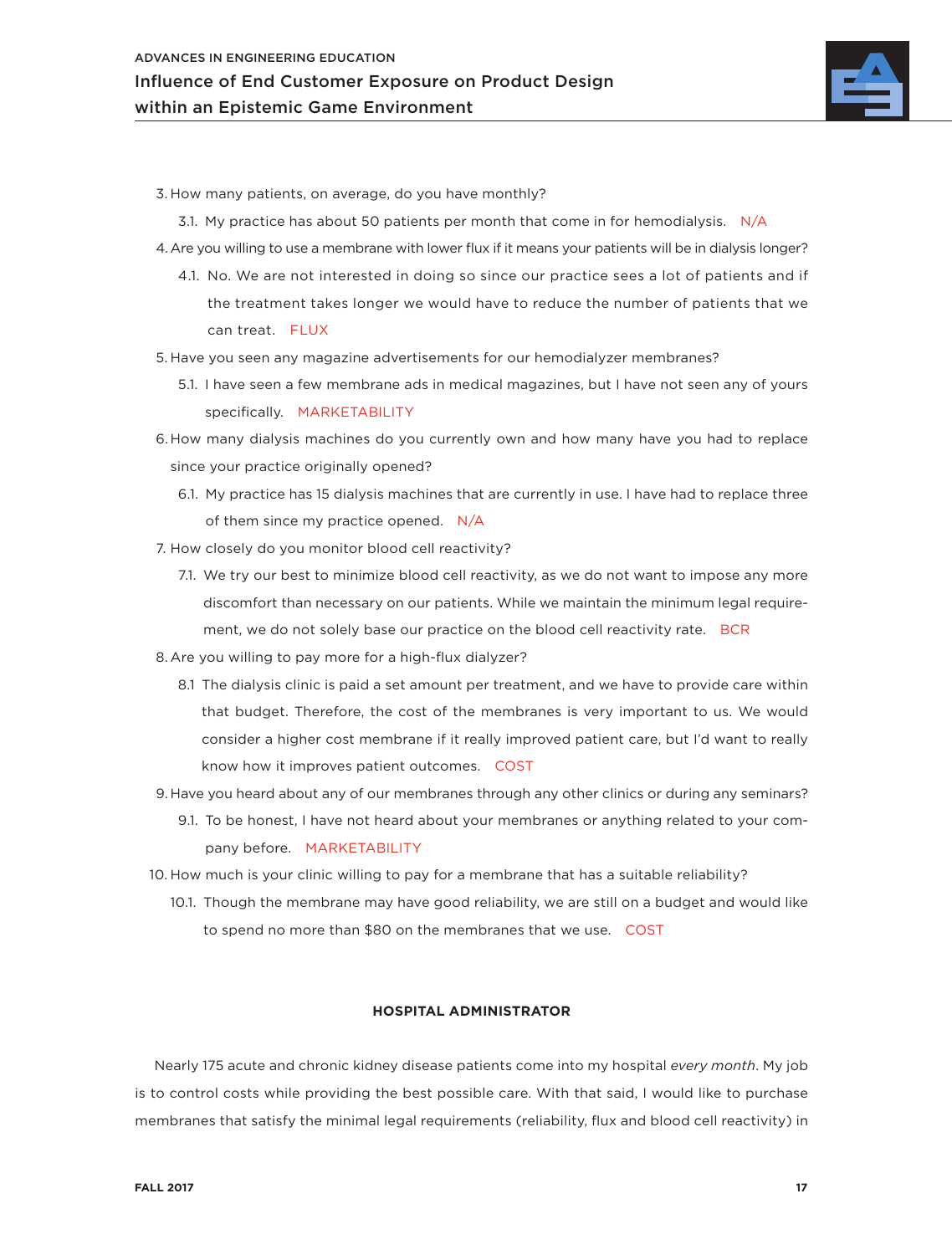3. How many patients, on average, do you have monthly?
    3.1. My practice has about 50 patients per month that come in for hemodialysis. N/A
4. Are you willing to use a membrane with lower flux if it means your patients will be in dialysis longer?
    4.1. No. We are not interested in doing so since our practice sees a lot of patients and if the treatment takes longer we would have to reduce the number of patients that we can treat. FLUX
5. Have you seen any magazine advertisements for our hemodialyzer membranes?
    5.1. I have seen a few membrane ads in medical magazines, but I have not seen any of yours specifically. MARKETABILITY
6. How many dialysis machines do you currently own and how many have you had to replace since your practice originally opened?
    6.1. My practice has 15 dialysis machines that are currently in use. I have had to replace three of them since my practice opened. N/A
7. How closely do you monitor blood cell reactivity?
    7.1. We try our best to minimize blood cell reactivity, as we do not want to impose any more discomfort than necessary on our patients. While we maintain the minimum legal requirement, we do not solely base our practice on the blood cell reactivity rate. BCR
8. Are you willing to pay more for a high-flux dialyzer?
    8.1 The dialysis clinic is paid a set amount per treatment, and we have to provide care within that budget. Therefore, the cost of the membranes is very important to us. We would consider a higher cost membrane if it really improved patient care, but I'd want to really know how it improves patient outcomes. COST
9. Have you heard about any of our membranes through any other clinics or during any seminars?
    9.1. To be honest, I have not heard about your membranes or anything related to your company before. MARKETABILITY
10. How much is your clinic willing to pay for a membrane that has a suitable reliability?
    10.1. Though the membrane may have good reliability, we are still on a budget and would like to spend no more than $80 on the membranes that we use. COST

**HOSPITAL ADMINISTRATOR**

Nearly 175 acute and chronic kidney disease patients come into my hospital *every month*. My job is to control costs while providing the best possible care. With that said, I would like to purchase membranes that satisfy the minimal legal requirements (reliability, flux and blood cell reactivity) in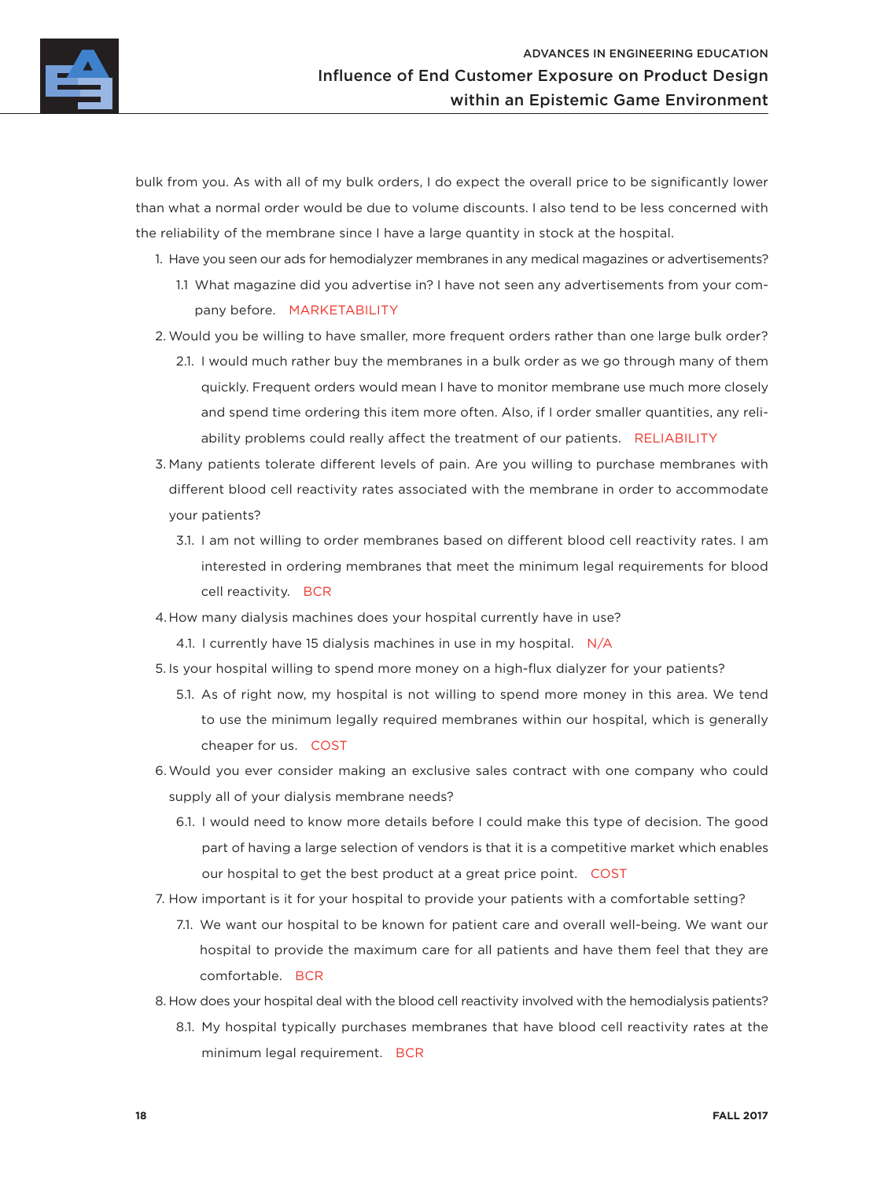bulk from you. As with all of my bulk orders, I do expect the overall price to be significantly lower than what a normal order would be due to volume discounts. I also tend to be less concerned with the reliability of the membrane since I have a large quantity in stock at the hospital.

1. Have you seen our ads for hemodialyzer membranes in any medical magazines or advertisements?
   - 1.1 What magazine did you advertise in? I have not seen any advertisements from your company before. MARKETABILITY
2. Would you be willing to have smaller, more frequent orders rather than one large bulk order?
   - 2.1. I would much rather buy the membranes in a bulk order as we go through many of them quickly. Frequent orders would mean I have to monitor membrane use much more closely and spend time ordering this item more often. Also, if I order smaller quantities, any reliability problems could really affect the treatment of our patients. RELIABILITY
3. Many patients tolerate different levels of pain. Are you willing to purchase membranes with different blood cell reactivity rates associated with the membrane in order to accommodate your patients?
   - 3.1. I am not willing to order membranes based on different blood cell reactivity rates. I am interested in ordering membranes that meet the minimum legal requirements for blood cell reactivity. BCR
4. How many dialysis machines does your hospital currently have in use?
   - 4.1. I currently have 15 dialysis machines in use in my hospital. N/A
5. Is your hospital willing to spend more money on a high-flux dialyzer for your patients?
   - 5.1. As of right now, my hospital is not willing to spend more money in this area. We tend to use the minimum legally required membranes within our hospital, which is generally cheaper for us. COST
6. Would you ever consider making an exclusive sales contract with one company who could supply all of your dialysis membrane needs?
   - 6.1. I would need to know more details before I could make this type of decision. The good part of having a large selection of vendors is that it is a competitive market which enables our hospital to get the best product at a great price point. COST
7. How important is it for your hospital to provide your patients with a comfortable setting?
   - 7.1. We want our hospital to be known for patient care and overall well-being. We want our hospital to provide the maximum care for all patients and have them feel that they are comfortable. BCR
8. How does your hospital deal with the blood cell reactivity involved with the hemodialysis patients?
   - 8.1. My hospital typically purchases membranes that have blood cell reactivity rates at the minimum legal requirement. BCR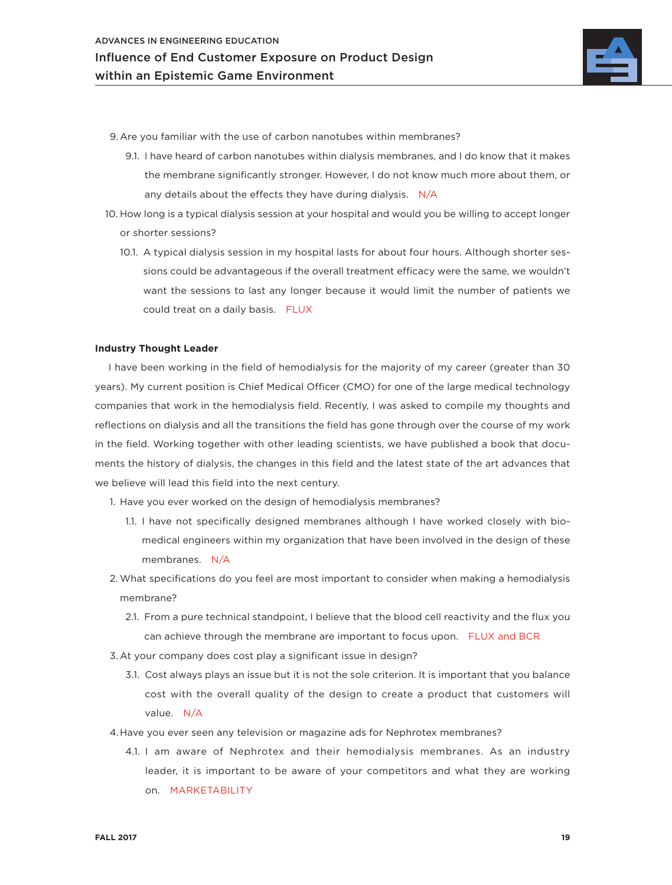9. Are you familiar with the use of carbon nanotubes within membranes?
    9.1. I have heard of carbon nanotubes within dialysis membranes, and I do know that it makes the membrane significantly stronger. However, I do not know much more about them, or any details about the effects they have during dialysis. N/A
10. How long is a typical dialysis session at your hospital and would you be willing to accept longer or shorter sessions?
    10.1. A typical dialysis session in my hospital lasts for about four hours. Although shorter sessions could be advantageous if the overall treatment efficacy were the same, we wouldn't want the sessions to last any longer because it would limit the number of patients we could treat on a daily basis. FLUX

**Industry Thought Leader**

I have been working in the field of hemodialysis for the majority of my career (greater than 30 years). My current position is Chief Medical Officer (CMO) for one of the large medical technology companies that work in the hemodialysis field. Recently, I was asked to compile my thoughts and reflections on dialysis and all the transitions the field has gone through over the course of my work in the field. Working together with other leading scientists, we have published a book that documents the history of dialysis, the changes in this field and the latest state of the art advances that we believe will lead this field into the next century.

1. Have you ever worked on the design of hemodialysis membranes?
    1.1. I have not specifically designed membranes although I have worked closely with biomedical engineers within my organization that have been involved in the design of these membranes. N/A
2. What specifications do you feel are most important to consider when making a hemodialysis membrane?
    2.1. From a pure technical standpoint, I believe that the blood cell reactivity and the flux you can achieve through the membrane are important to focus upon. FLUX and BCR
3. At your company does cost play a significant issue in design?
    3.1. Cost always plays an issue but it is not the sole criterion. It is important that you balance cost with the overall quality of the design to create a product that customers will value. N/A
4. Have you ever seen any television or magazine ads for Nephrotex membranes?
    4.1. I am aware of Nephrotex and their hemodialysis membranes. As an industry leader, it is important to be aware of your competitors and what they are working on. MARKETABILITY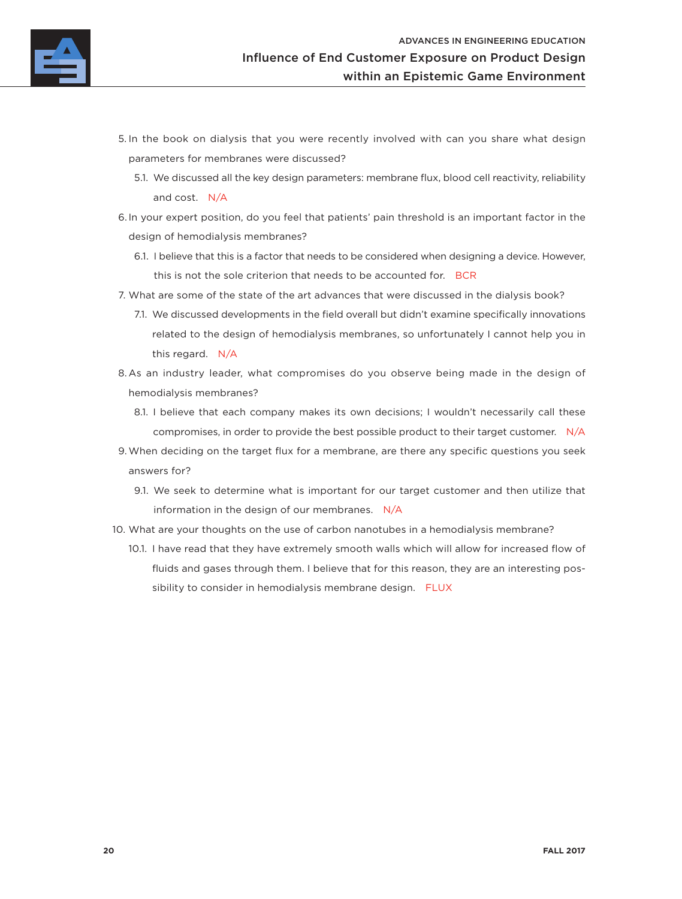5. In the book on dialysis that you were recently involved with can you share what design parameters for membranes were discussed?
   - 5.1. We discussed all the key design parameters: membrane flux, blood cell reactivity, reliability and cost. N/A
6. In your expert position, do you feel that patients' pain threshold is an important factor in the design of hemodialysis membranes?
   - 6.1. I believe that this is a factor that needs to be considered when designing a device. However, this is not the sole criterion that needs to be accounted for. BCR
7. What are some of the state of the art advances that were discussed in the dialysis book?
   - 7.1. We discussed developments in the field overall but didn't examine specifically innovations related to the design of hemodialysis membranes, so unfortunately I cannot help you in this regard. N/A
8. As an industry leader, what compromises do you observe being made in the design of hemodialysis membranes?
   - 8.1. I believe that each company makes its own decisions; I wouldn't necessarily call these compromises, in order to provide the best possible product to their target customer. N/A
9. When deciding on the target flux for a membrane, are there any specific questions you seek answers for?
   - 9.1. We seek to determine what is important for our target customer and then utilize that information in the design of our membranes. N/A
10. What are your thoughts on the use of carbon nanotubes in a hemodialysis membrane?
    - 10.1. I have read that they have extremely smooth walls which will allow for increased flow of fluids and gases through them. I believe that for this reason, they are an interesting possibility to consider in hemodialysis membrane design. FLUX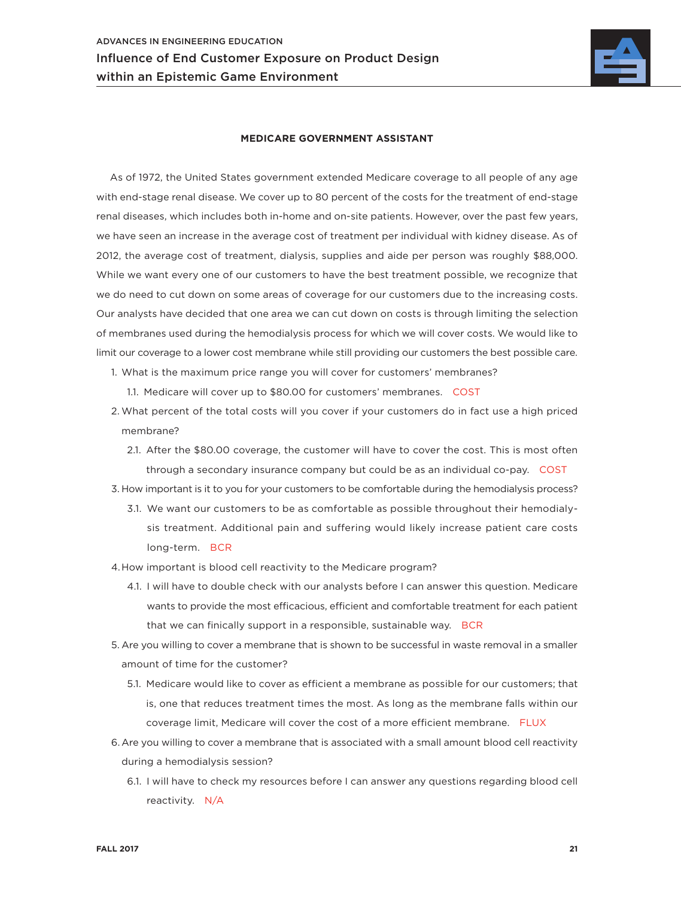**MEDICARE GOVERNMENT ASSISTANT**

As of 1972, the United States government extended Medicare coverage to all people of any age with end-stage renal disease. We cover up to 80 percent of the costs for the treatment of end-stage renal diseases, which includes both in-home and on-site patients. However, over the past few years, we have seen an increase in the average cost of treatment per individual with kidney disease. As of 2012, the average cost of treatment, dialysis, supplies and aide per person was roughly $88,000. While we want every one of our customers to have the best treatment possible, we recognize that we do need to cut down on some areas of coverage for our customers due to the increasing costs. Our analysts have decided that one area we can cut down on costs is through limiting the selection of membranes used during the hemodialysis process for which we will cover costs. We would like to limit our coverage to a lower cost membrane while still providing our customers the best possible care.

1. What is the maximum price range you will cover for customers' membranes?
   1.1. Medicare will cover up to $80.00 for customers' membranes. COST
2. What percent of the total costs will you cover if your customers do in fact use a high priced membrane?
   2.1. After the $80.00 coverage, the customer will have to cover the cost. This is most often through a secondary insurance company but could be as an individual co-pay. COST
3. How important is it to you for your customers to be comfortable during the hemodialysis process?
   3.1. We want our customers to be as comfortable as possible throughout their hemodialysis treatment. Additional pain and suffering would likely increase patient care costs long-term. BCR
4. How important is blood cell reactivity to the Medicare program?
   4.1. I will have to double check with our analysts before I can answer this question. Medicare wants to provide the most efficacious, efficient and comfortable treatment for each patient that we can finically support in a responsible, sustainable way. BCR
5. Are you willing to cover a membrane that is shown to be successful in waste removal in a smaller amount of time for the customer?
   5.1. Medicare would like to cover as efficient a membrane as possible for our customers; that is, one that reduces treatment times the most. As long as the membrane falls within our coverage limit, Medicare will cover the cost of a more efficient membrane. FLUX
6. Are you willing to cover a membrane that is associated with a small amount blood cell reactivity during a hemodialysis session?
   6.1. I will have to check my resources before I can answer any questions regarding blood cell reactivity. N/A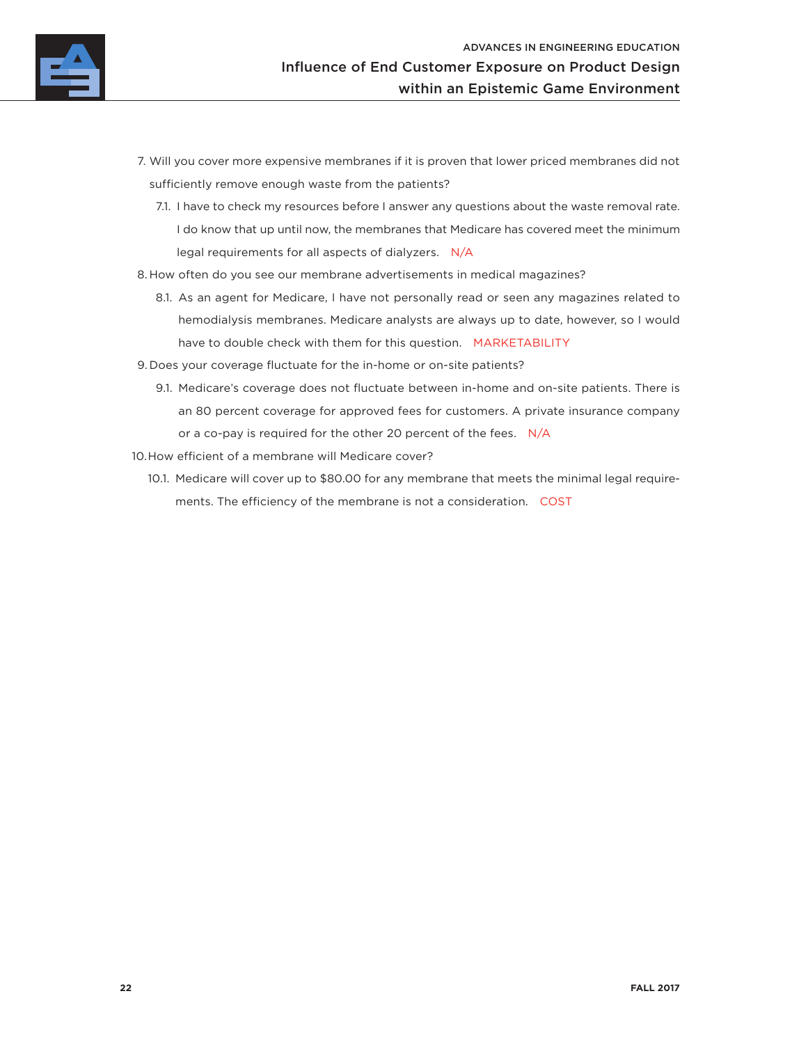7. Will you cover more expensive membranes if it is proven that lower priced membranes did not sufficiently remove enough waste from the patients?
   - 7.1. I have to check my resources before I answer any questions about the waste removal rate. I do know that up until now, the membranes that Medicare has covered meet the minimum legal requirements for all aspects of dialyzers. N/A
8. How often do you see our membrane advertisements in medical magazines?
   - 8.1. As an agent for Medicare, I have not personally read or seen any magazines related to hemodialysis membranes. Medicare analysts are always up to date, however, so I would have to double check with them for this question. MARKETABILITY
9. Does your coverage fluctuate for the in-home or on-site patients?
   - 9.1. Medicare's coverage does not fluctuate between in-home and on-site patients. There is an 80 percent coverage for approved fees for customers. A private insurance company or a co-pay is required for the other 20 percent of the fees. N/A
10. How efficient of a membrane will Medicare cover?
    - 10.1. Medicare will cover up to $80.00 for any membrane that meets the minimal legal requirements. The efficiency of the membrane is not a consideration. COST